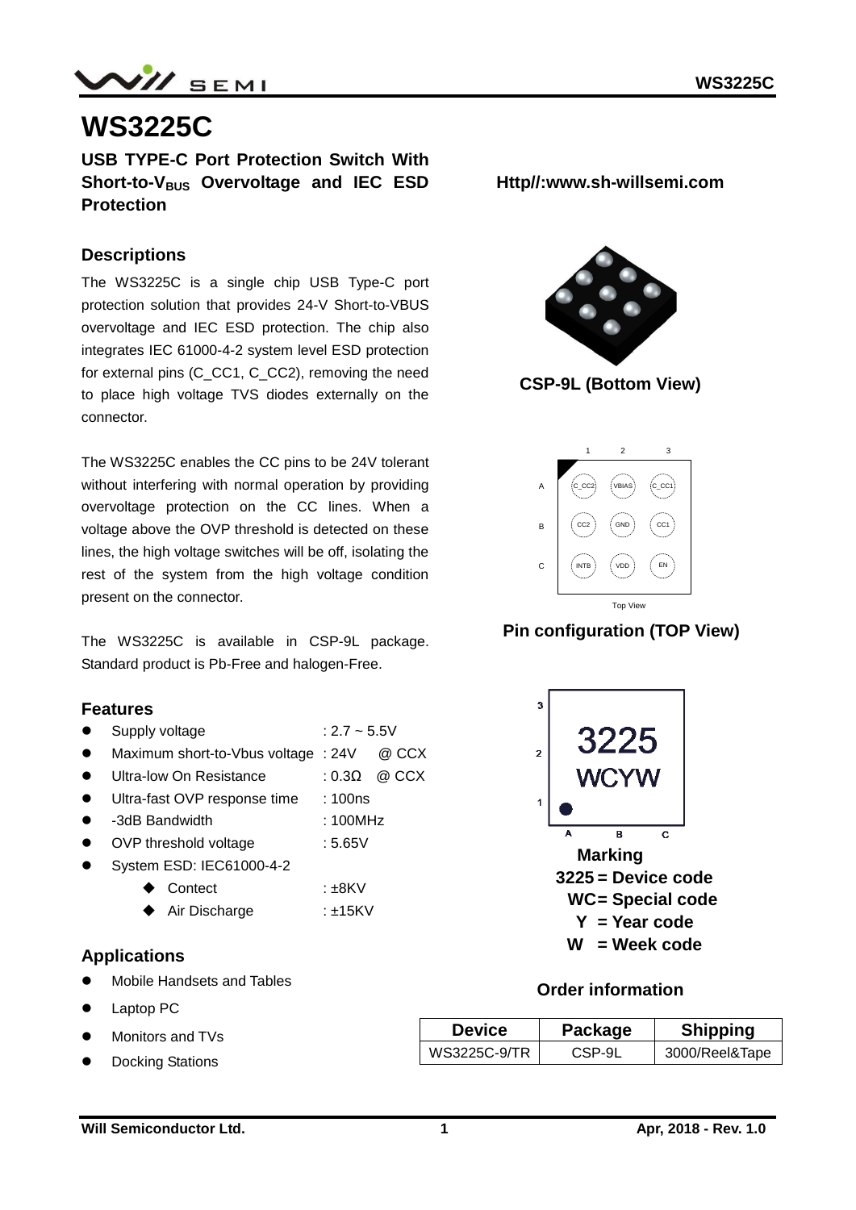# WS3225C

**USB TYPE-C Port Protection Switch With Short-to-$V_{BUS}$ Overvoltage and IEC ESD Protection**

**Http//:www.sh-willsemi.com**

## Descriptions

The WS3225C is a single chip USB Type-C port protection solution that provides 24-V Short-to-VBUS overvoltage and IEC ESD protection. The chip also integrates IEC 61000-4-2 system level ESD protection for external pins (C_CC1, C_CC2), removing the need to place high voltage TVS diodes externally on the connector.

The WS3225C enables the CC pins to be 24V tolerant without interfering with normal operation by providing overvoltage protection on the CC lines. When a voltage above the OVP threshold is detected on these lines, the high voltage switches will be off, isolating the rest of the system from the high voltage condition present on the connector.

The WS3225C is available in CSP-9L package. Standard product is Pb-Free and halogen-Free.

**CSP-9L (Bottom View)**

| | 1 | 2 | 3 |
|---|---|---|---|
| A | C_CC2 | VBIAS | C_CC1 |
| B | CC2 | GND | CC1 |
| C | INTB | VDD | EN |

Top View

**Pin configuration (TOP View)**

## Features

- Supply voltage : 2.7 ~ 5.5V
- Maximum short-to-Vbus voltage : 24V @ CCX
- Ultra-low On Resistance : 0.3Ω @ CCX
- Ultra-fast OVP response time : 100ns
- -3dB Bandwidth : 100MHz
- OVP threshold voltage : 5.65V
- System ESD: IEC61000-4-2
  - Contect : ±8KV
  - Air Discharge : ±15KV

3225
WCYW

**Marking**

**3225 = Device code**
**WC= Special code**
**Y = Year code**
**W = Week code**

## Applications

- Mobile Handsets and Tables
- Laptop PC
- Monitors and TVs
- Docking Stations

**Order information**

| Device | Package | Shipping |
|---|---|---|
| WS3225C-9/TR | CSP-9L | 3000/Reel&Tape |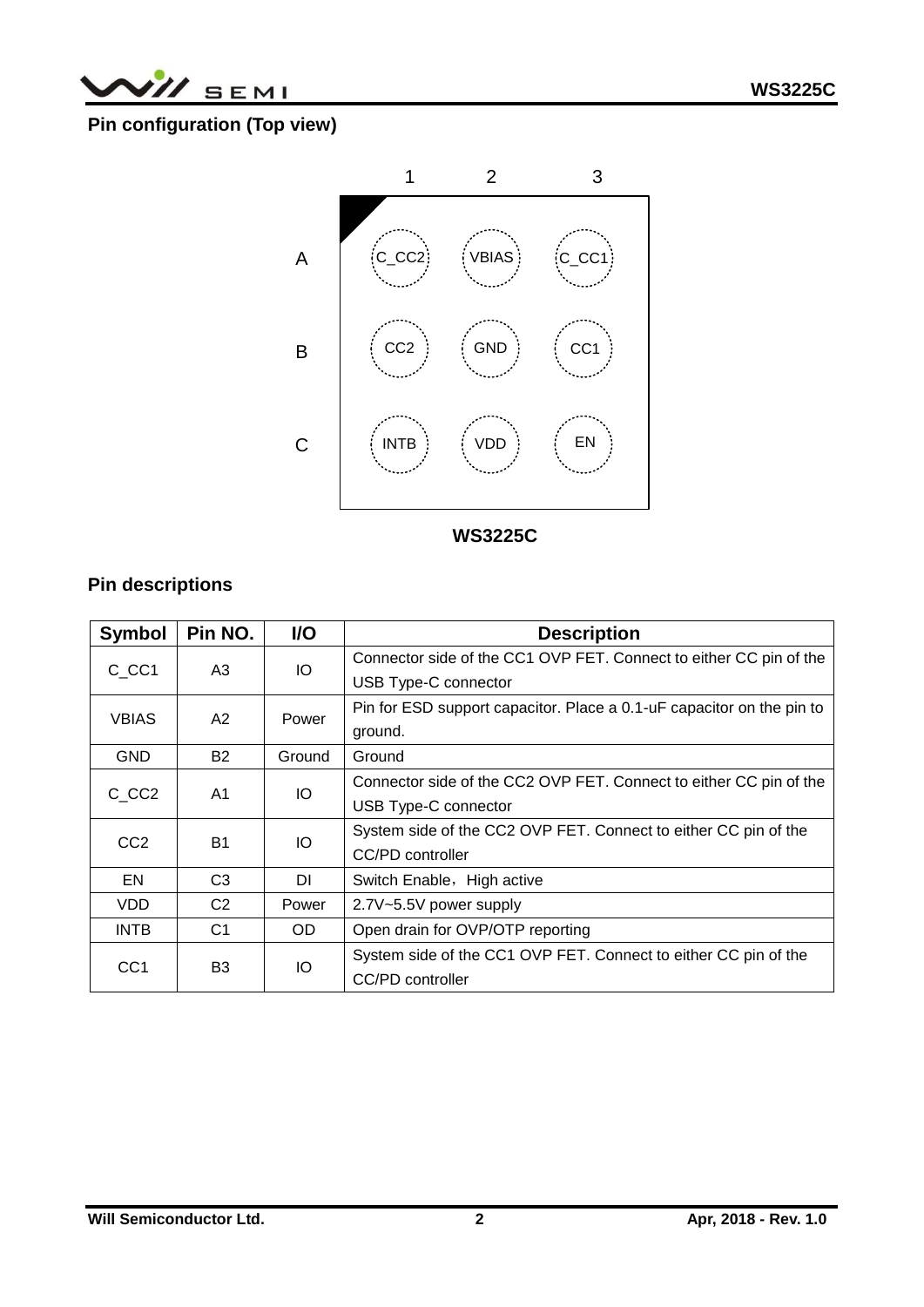## Pin configuration (Top view)

|   | 1 | 2 | 3 |
|---|---|---|---|
| A | C_CC2 | VBIAS | C_CC1 |
| B | CC2 | GND | CC1 |
| C | INTB | VDD | EN |

**WS3225C**

## Pin descriptions

| Symbol | Pin NO. | I/O | Description |
|---|---|---|---|
| C_CC1 | A3 | IO | Connector side of the CC1 OVP FET. Connect to either CC pin of the USB Type-C connector |
| VBIAS | A2 | Power | Pin for ESD support capacitor. Place a 0.1-uF capacitor on the pin to ground. |
| GND | B2 | Ground | Ground |
| C_CC2 | A1 | IO | Connector side of the CC2 OVP FET. Connect to either CC pin of the USB Type-C connector |
| CC2 | B1 | IO | System side of the CC2 OVP FET. Connect to either CC pin of the CC/PD controller |
| EN | C3 | DI | Switch Enable，High active |
| VDD | C2 | Power | 2.7V~5.5V power supply |
| INTB | C1 | OD | Open drain for OVP/OTP reporting |
| CC1 | B3 | IO | System side of the CC1 OVP FET. Connect to either CC pin of the CC/PD controller |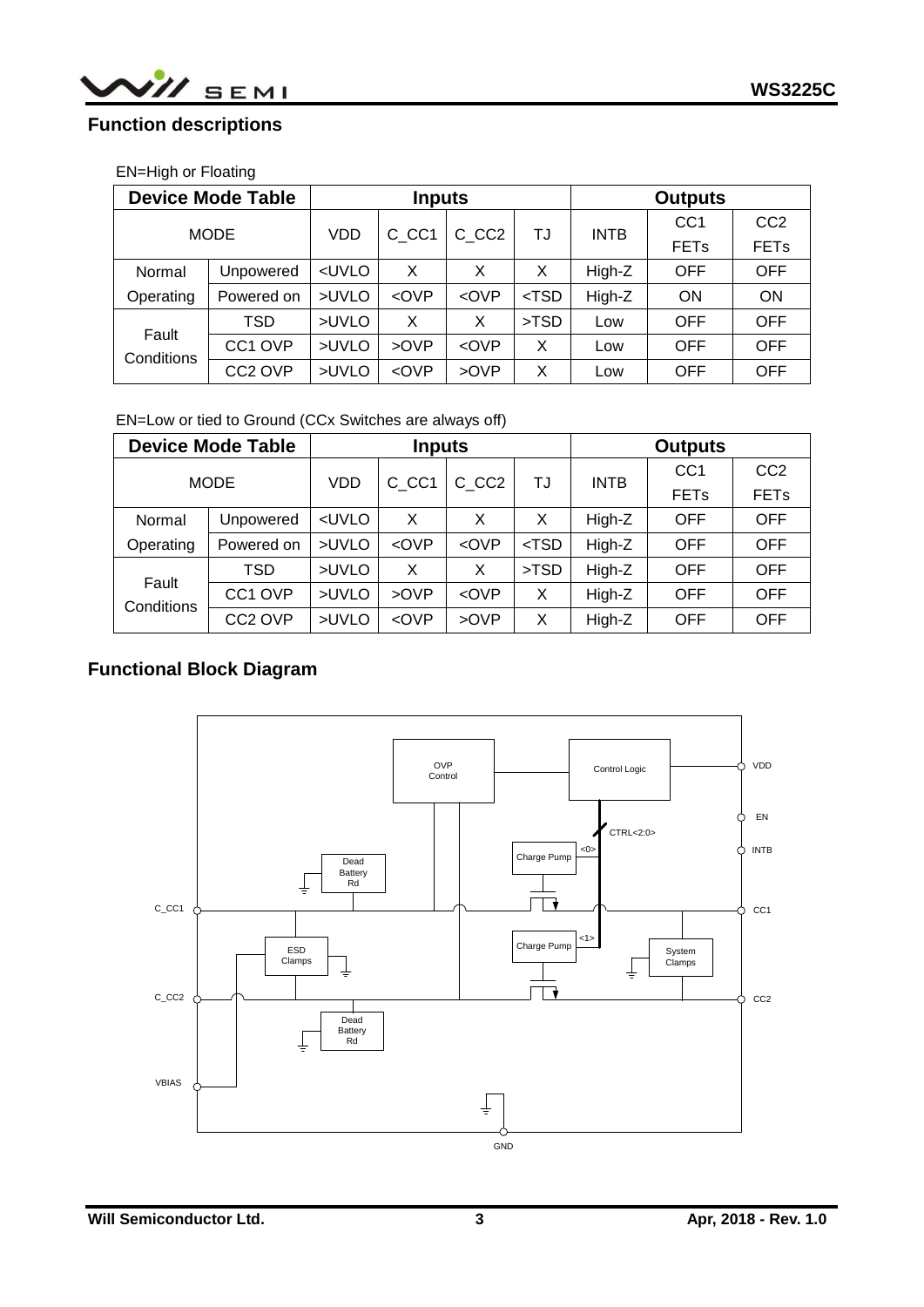## Function descriptions

EN=High or Floating

| Device Mode Table | | Inputs | | | | Outputs | | |
|---|---|---|---|---|---|---|---|---|
| MODE | | VDD | C_CC1 | C_CC2 | TJ | INTB | CC1 FETs | CC2 FETs |
| Normal Operating | Unpowered | <UVLO | X | X | X | High-Z | OFF | OFF |
| | Powered on | >UVLO | <OVP | <OVP | <TSD | High-Z | ON | ON |
| Fault Conditions | TSD | >UVLO | X | X | >TSD | Low | OFF | OFF |
| | CC1 OVP | >UVLO | >OVP | <OVP | X | Low | OFF | OFF |
| | CC2 OVP | >UVLO | <OVP | >OVP | X | Low | OFF | OFF |

EN=Low or tied to Ground (CCx Switches are always off)

| Device Mode Table | | Inputs | | | | Outputs | | |
|---|---|---|---|---|---|---|---|---|
| MODE | | VDD | C_CC1 | C_CC2 | TJ | INTB | CC1 FETs | CC2 FETs |
| Normal Operating | Unpowered | <UVLO | X | X | X | High-Z | OFF | OFF |
| | Powered on | >UVLO | <OVP | <OVP | <TSD | High-Z | OFF | OFF |
| Fault Conditions | TSD | >UVLO | X | X | >TSD | High-Z | OFF | OFF |
| | CC1 OVP | >UVLO | >OVP | <OVP | X | High-Z | OFF | OFF |
| | CC2 OVP | >UVLO | <OVP | >OVP | X | High-Z | OFF | OFF |

## Functional Block Diagram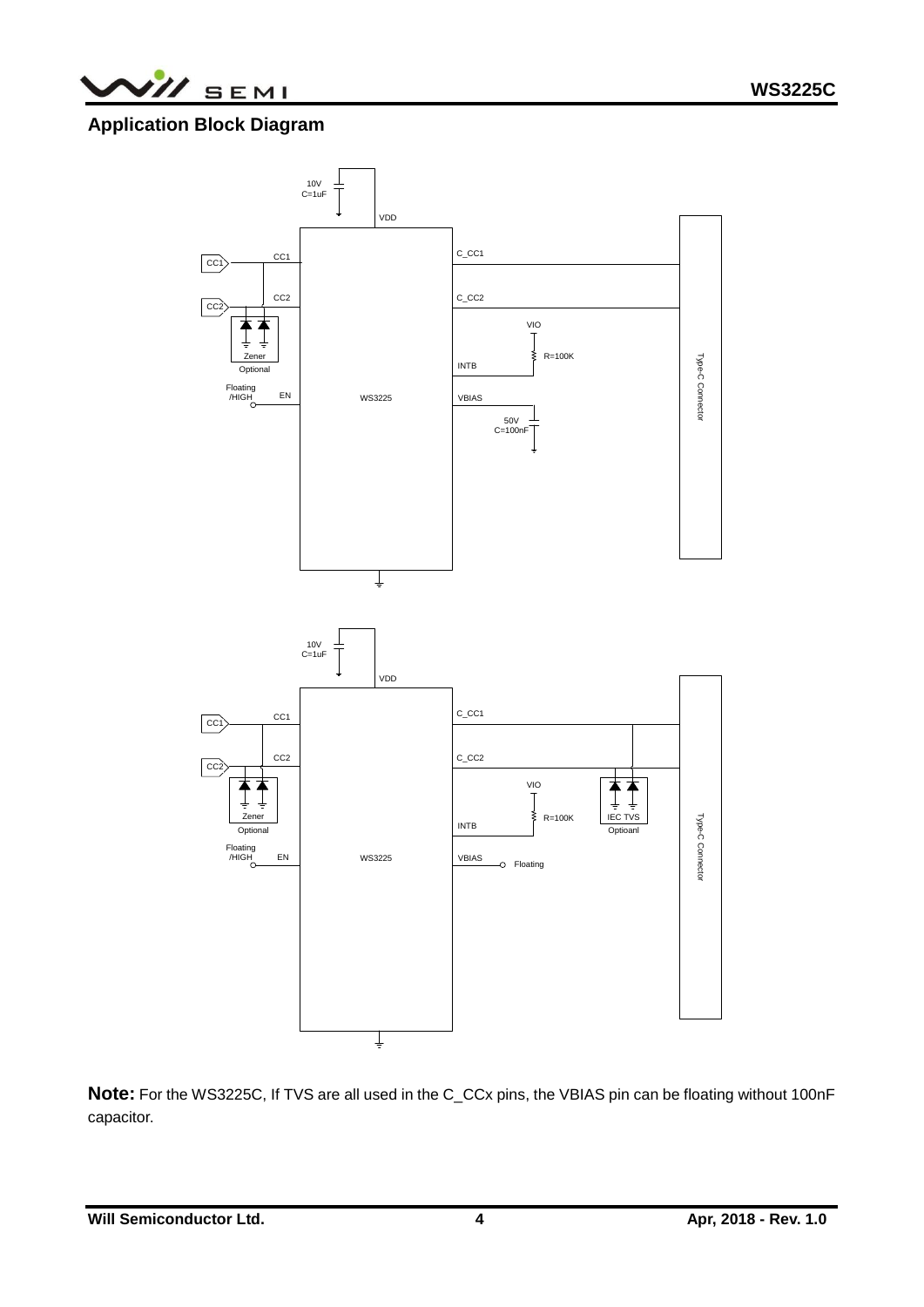## Application Block Diagram

**Note:** For the WS3225C, If TVS are all used in the C_CCx pins, the VBIAS pin can be floating without 100nF capacitor.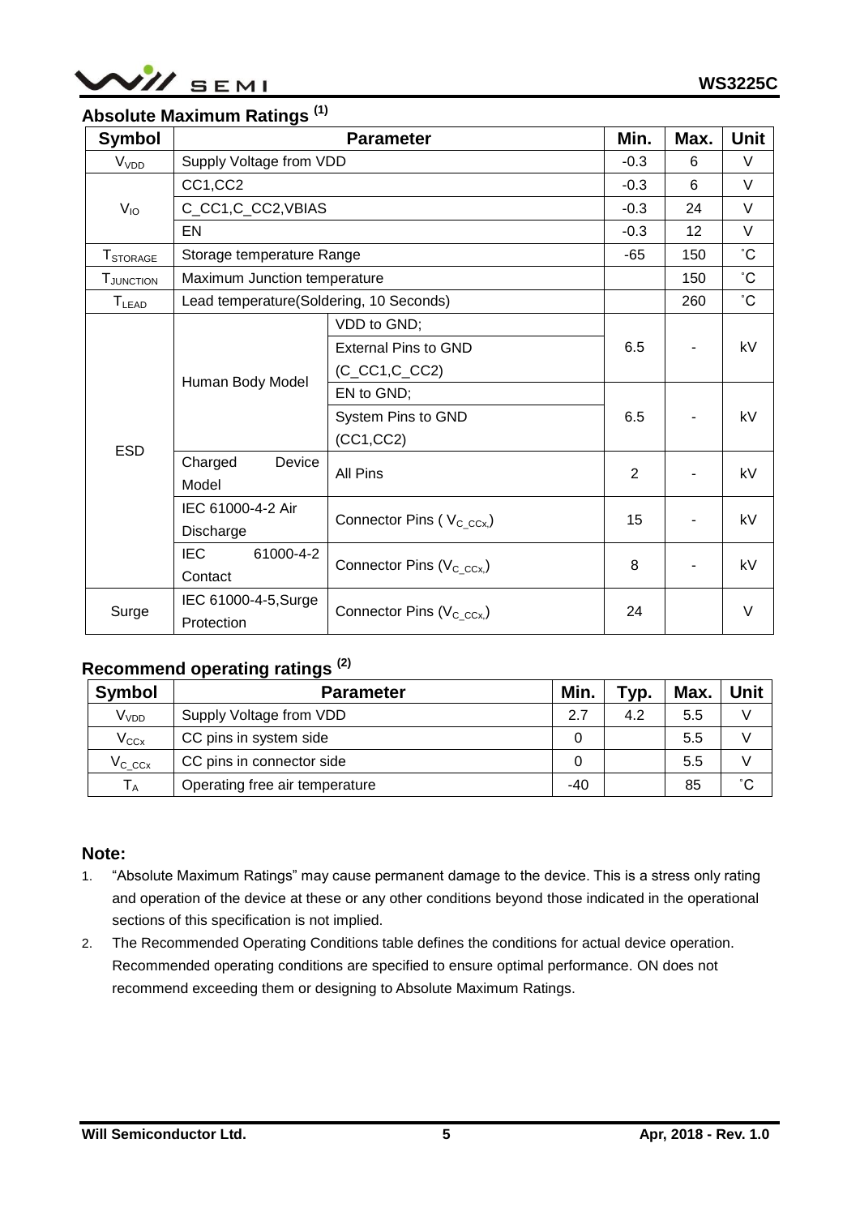## Absolute Maximum Ratings [1]

| Symbol | Parameter | | Min. | Max. | Unit |
|---|---|---|---|---|---|
| $V_{VDD}$ | Supply Voltage from VDD | | -0.3 | 6 | V |
| $V_{IO}$ | CC1,CC2 | | -0.3 | 6 | V |
| | C_CC1,C_CC2,VBIAS | | -0.3 | 24 | V |
| | EN | | -0.3 | 12 | V |
| $T_{STORAGE}$ | Storage temperature Range | | -65 | 150 | ˚C |
| $T_{JUNCTION}$ | Maximum Junction temperature | | | 150 | ˚C |
| $T_{LEAD}$ | Lead temperature(Soldering, 10 Seconds) | | | 260 | ˚C |
| ESD | Human Body Model | VDD to GND; External Pins to GND (C_CC1,C_CC2) | 6.5 | - | kV |
| | | EN to GND; System Pins to GND (CC1,CC2) | 6.5 | - | kV |
| | Charged Device Model | All Pins | 2 | - | kV |
| | IEC 61000-4-2 Air Discharge | Connector Pins ( $V_{C\_CCx}$) | 15 | - | kV |
| | IEC 61000-4-2 Contact | Connector Pins ($V_{C\_CCx}$) | 8 | - | kV |
| Surge | IEC 61000-4-5,Surge Protection | Connector Pins ($V_{C\_CCx}$) | 24 | | V |

## Recommend operating ratings [2]

| Symbol | Parameter | Min. | Typ. | Max. | Unit |
|---|---|---|---|---|---|
| $V_{VDD}$ | Supply Voltage from VDD | 2.7 | 4.2 | 5.5 | V |
| $V_{CCx}$ | CC pins in system side | 0 | | 5.5 | V |
| $V_{C\_CCx}$ | CC pins in connector side | 0 | | 5.5 | V |
| $T_A$ | Operating free air temperature | -40 | | 85 | ˚C |

**Note:**

1. "Absolute Maximum Ratings" may cause permanent damage to the device. This is a stress only rating and operation of the device at these or any other conditions beyond those indicated in the operational sections of this specification is not implied.
2. The Recommended Operating Conditions table defines the conditions for actual device operation. Recommended operating conditions are specified to ensure optimal performance. ON does not recommend exceeding them or designing to Absolute Maximum Ratings.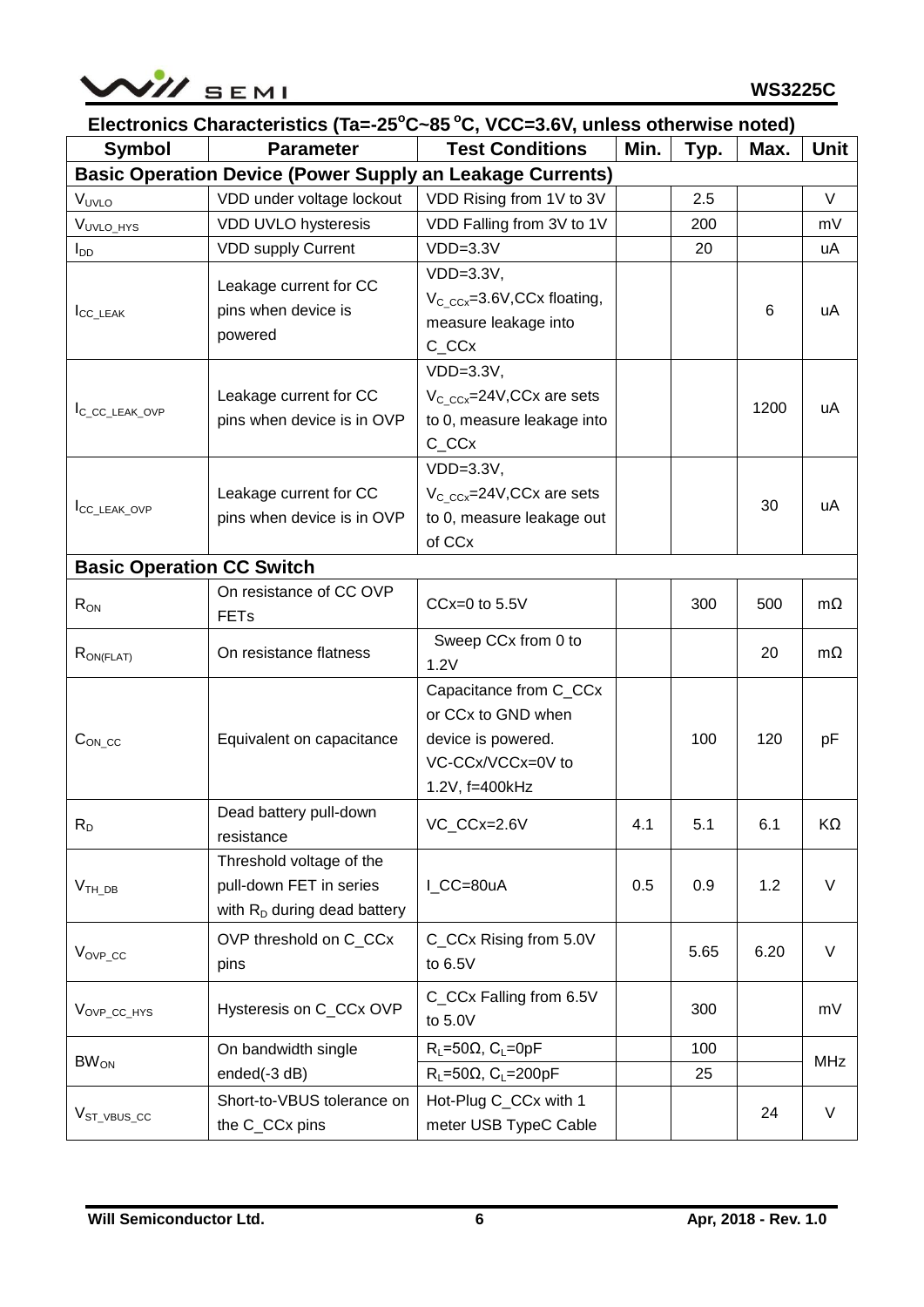## Electronics Characteristics ($T_a$=-25°C~85°C, VCC=3.6V, unless otherwise noted)

| Symbol | Parameter | Test Conditions | Min. | Typ. | Max. | Unit |
|---|---|---|---|---|---|---|
| **Basic Operation Device (Power Supply an Leakage Currents)** | | | | | | |
| $V_{UVLO}$ | VDD under voltage lockout | VDD Rising from 1V to 3V | | 2.5 | | V |
| $V_{UVLO\_HYS}$ | VDD UVLO hysteresis | VDD Falling from 3V to 1V | | 200 | | mV |
| $I_{DD}$ | VDD supply Current | VDD=3.3V | | 20 | | uA |
| $I_{CC\_LEAK}$ | Leakage current for CC pins when device is powered | VDD=3.3V, $V_{C\_CCx}$=3.6V,CCx floating, measure leakage into C_CCx | | | 6 | uA |
| $I_{C\_CC\_LEAK\_OVP}$ | Leakage current for CC pins when device is in OVP | VDD=3.3V, $V_{C\_CCx}$=24V,CCx are sets to 0, measure leakage into C_CCx | | | 1200 | uA |
| $I_{CC\_LEAK\_OVP}$ | Leakage current for CC pins when device is in OVP | VDD=3.3V, $V_{C\_CCx}$=24V,CCx are sets to 0, measure leakage out of CCx | | | 30 | uA |
| **Basic Operation CC Switch** | | | | | | |
| $R_{ON}$ | On resistance of CC OVP FETs | CCx=0 to 5.5V | | 300 | 500 | mΩ |
| $R_{ON(FLAT)}$ | On resistance flatness | Sweep CCx from 0 to 1.2V | | | 20 | mΩ |
| $C_{ON\_CC}$ | Equivalent on capacitance | Capacitance from C_CCx or CCx to GND when device is powered. VC-CCx/VCCx=0V to 1.2V, f=400kHz | | 100 | 120 | pF |
| $R_D$ | Dead battery pull-down resistance | VC_CCx=2.6V | 4.1 | 5.1 | 6.1 | KΩ |
| $V_{TH\_DB}$ | Threshold voltage of the pull-down FET in series with $R_D$ during dead battery | I_CC=80uA | 0.5 | 0.9 | 1.2 | V |
| $V_{OVP\_CC}$ | OVP threshold on C_CCx pins | C_CCx Rising from 5.0V to 6.5V | | 5.65 | 6.20 | V |
| $V_{OVP\_CC\_HYS}$ | Hysteresis on C_CCx OVP | C_CCx Falling from 6.5V to 5.0V | | 300 | | mV |
| $BW_{ON}$ | On bandwidth single ended(-3 dB) | $R_L$=50Ω, $C_L$=0pF | | 100 | | MHz |
| | | $R_L$=50Ω, $C_L$=200pF | | 25 | | MHz |
| $V_{ST\_VBUS\_CC}$ | Short-to-VBUS tolerance on the C_CCx pins | Hot-Plug C_CCx with 1 meter USB TypeC Cable | | | 24 | V |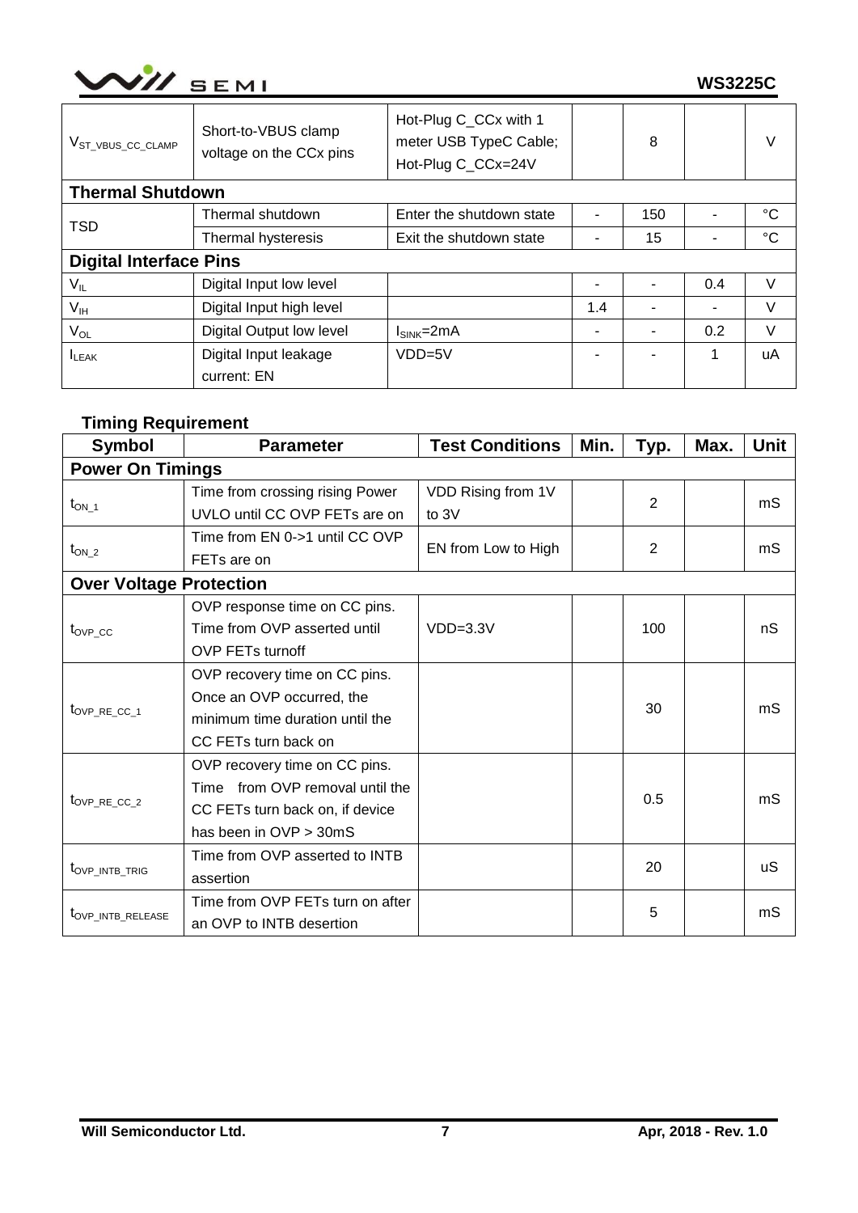| | | | | | | |
|---|---|---|---|---|---|---|
| $V_{ST\_VBUS\_CC\_CLAMP}$ | Short-to-VBUS clamp voltage on the CCx pins | Hot-Plug C_CCx with 1 meter USB TypeC Cable; Hot-Plug C_CCx=24V | | 8 | | V |
| **Thermal Shutdown** | | | | | | |
| TSD | Thermal shutdown | Enter the shutdown state | - | 150 | - | °C |
| | Thermal hysteresis | Exit the shutdown state | - | 15 | - | °C |
| **Digital Interface Pins** | | | | | | |
| $V_{IL}$ | Digital Input low level | | - | - | 0.4 | V |
| $V_{IH}$ | Digital Input high level | | 1.4 | - | - | V |
| $V_{OL}$ | Digital Output low level | $I_{SINK}$=2mA | - | - | 0.2 | V |
| $I_{LEAK}$ | Digital Input leakage current: EN | VDD=5V | - | - | 1 | uA |

### Timing Requirement

| Symbol | Parameter | Test Conditions | Min. | Typ. | Max. | Unit |
|---|---|---|---|---|---|---|
| **Power On Timings** | | | | | | |
| $t_{ON\_1}$ | Time from crossing rising Power UVLO until CC OVP FETs are on | VDD Rising from 1V to 3V | | 2 | | mS |
| $t_{ON\_2}$ | Time from EN 0->1 until CC OVP FETs are on | EN from Low to High | | 2 | | mS |
| **Over Voltage Protection** | | | | | | |
| $t_{OVP\_CC}$ | OVP response time on CC pins. Time from OVP asserted until OVP FETs turnoff | VDD=3.3V | | 100 | | nS |
| $t_{OVP\_RE\_CC\_1}$ | OVP recovery time on CC pins. Once an OVP occurred, the minimum time duration until the CC FETs turn back on | | | 30 | | mS |
| $t_{OVP\_RE\_CC\_2}$ | OVP recovery time on CC pins. Time from OVP removal until the CC FETs turn back on, if device has been in OVP > 30mS | | | 0.5 | | mS |
| $t_{OVP\_INTB\_TRIG}$ | Time from OVP asserted to INTB assertion | | | 20 | | uS |
| $t_{OVP\_INTB\_RELEASE}$ | Time from OVP FETs turn on after an OVP to INTB desertion | | | 5 | | mS |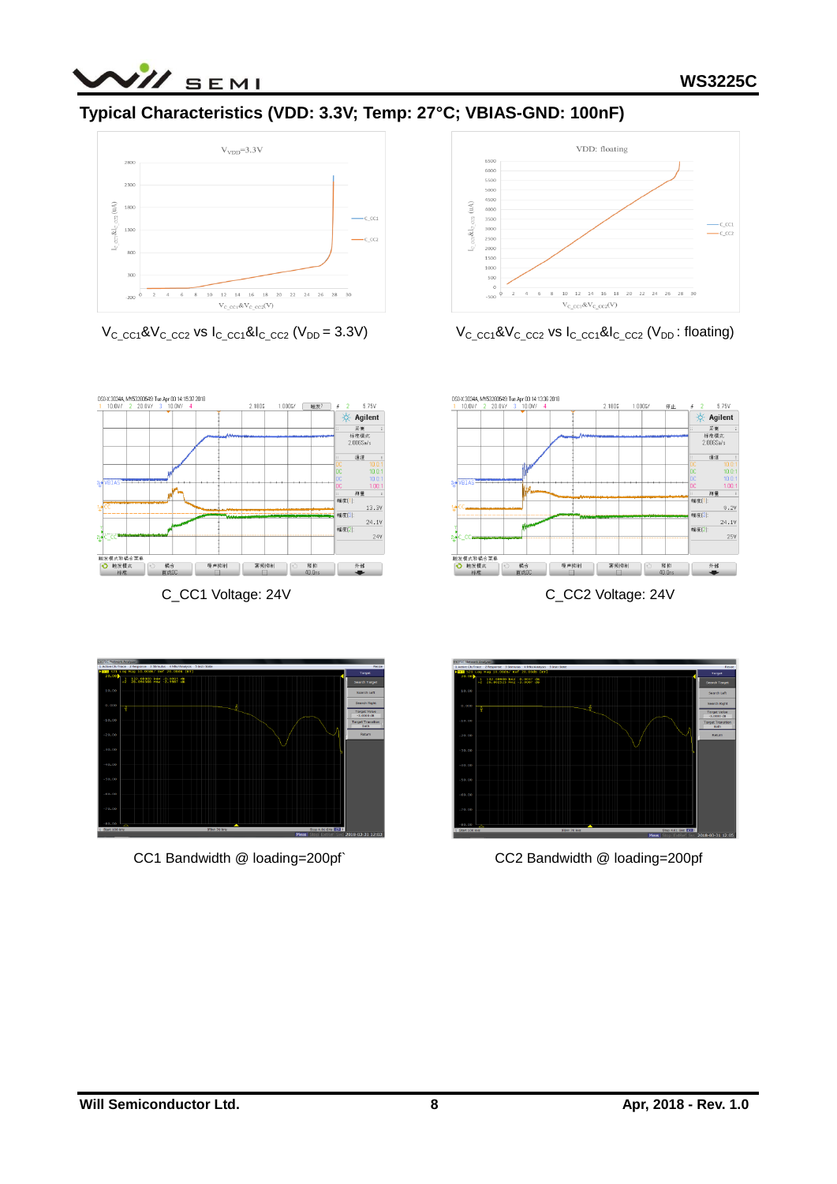## Typical Characteristics (VDD: 3.3V; Temp: 27°C; VBIAS-GND: 100nF)

$V_{C\_CC1}$&$V_{C\_CC2}$ vs $I_{C\_CC1}$&$I_{C\_CC2}$ ($V_{DD}$ = 3.3V)

$V_{C\_CC1}$&$V_{C\_CC2}$ vs $I_{C\_CC1}$&$I_{C\_CC2}$ ($V_{DD}$ : floating)

C_CC1 Voltage: 24V

C_CC2 Voltage: 24V

CC1 Bandwidth @ loading=200pf`

CC2 Bandwidth @ loading=200pf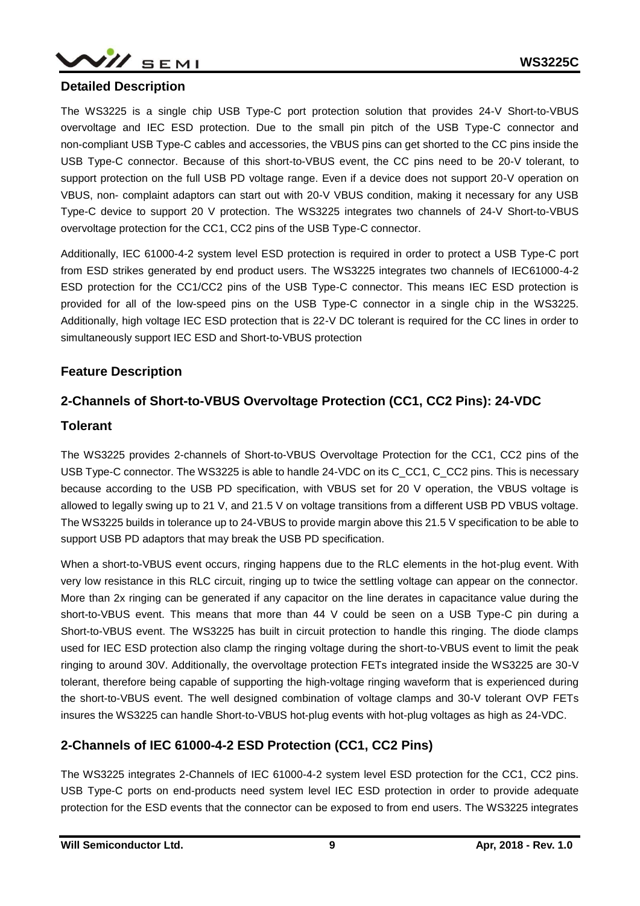## Detailed Description

The WS3225 is a single chip USB Type-C port protection solution that provides 24-V Short-to-VBUS overvoltage and IEC ESD protection. Due to the small pin pitch of the USB Type-C connector and non-compliant USB Type-C cables and accessories, the VBUS pins can get shorted to the CC pins inside the USB Type-C connector. Because of this short-to-VBUS event, the CC pins need to be 20-V tolerant, to support protection on the full USB PD voltage range. Even if a device does not support 20-V operation on VBUS, non- complaint adaptors can start out with 20-V VBUS condition, making it necessary for any USB Type-C device to support 20 V protection. The WS3225 integrates two channels of 24-V Short-to-VBUS overvoltage protection for the CC1, CC2 pins of the USB Type-C connector.

Additionally, IEC 61000-4-2 system level ESD protection is required in order to protect a USB Type-C port from ESD strikes generated by end product users. The WS3225 integrates two channels of IEC61000-4-2 ESD protection for the CC1/CC2 pins of the USB Type-C connector. This means IEC ESD protection is provided for all of the low-speed pins on the USB Type-C connector in a single chip in the WS3225. Additionally, high voltage IEC ESD protection that is 22-V DC tolerant is required for the CC lines in order to simultaneously support IEC ESD and Short-to-VBUS protection

## Feature Description

### 2-Channels of Short-to-VBUS Overvoltage Protection (CC1, CC2 Pins): 24-VDC Tolerant

The WS3225 provides 2-channels of Short-to-VBUS Overvoltage Protection for the CC1, CC2 pins of the USB Type-C connector. The WS3225 is able to handle 24-VDC on its C_CC1, C_CC2 pins. This is necessary because according to the USB PD specification, with VBUS set for 20 V operation, the VBUS voltage is allowed to legally swing up to 21 V, and 21.5 V on voltage transitions from a different USB PD VBUS voltage. The WS3225 builds in tolerance up to 24-VBUS to provide margin above this 21.5 V specification to be able to support USB PD adaptors that may break the USB PD specification.

When a short-to-VBUS event occurs, ringing happens due to the RLC elements in the hot-plug event. With very low resistance in this RLC circuit, ringing up to twice the settling voltage can appear on the connector. More than 2x ringing can be generated if any capacitor on the line derates in capacitance value during the short-to-VBUS event. This means that more than 44 V could be seen on a USB Type-C pin during a Short-to-VBUS event. The WS3225 has built in circuit protection to handle this ringing. The diode clamps used for IEC ESD protection also clamp the ringing voltage during the short-to-VBUS event to limit the peak ringing to around 30V. Additionally, the overvoltage protection FETs integrated inside the WS3225 are 30-V tolerant, therefore being capable of supporting the high-voltage ringing waveform that is experienced during the short-to-VBUS event. The well designed combination of voltage clamps and 30-V tolerant OVP FETs insures the WS3225 can handle Short-to-VBUS hot-plug events with hot-plug voltages as high as 24-VDC.

### 2-Channels of IEC 61000-4-2 ESD Protection (CC1, CC2 Pins)

The WS3225 integrates 2-Channels of IEC 61000-4-2 system level ESD protection for the CC1, CC2 pins. USB Type-C ports on end-products need system level IEC ESD protection in order to provide adequate protection for the ESD events that the connector can be exposed to from end users. The WS3225 integrates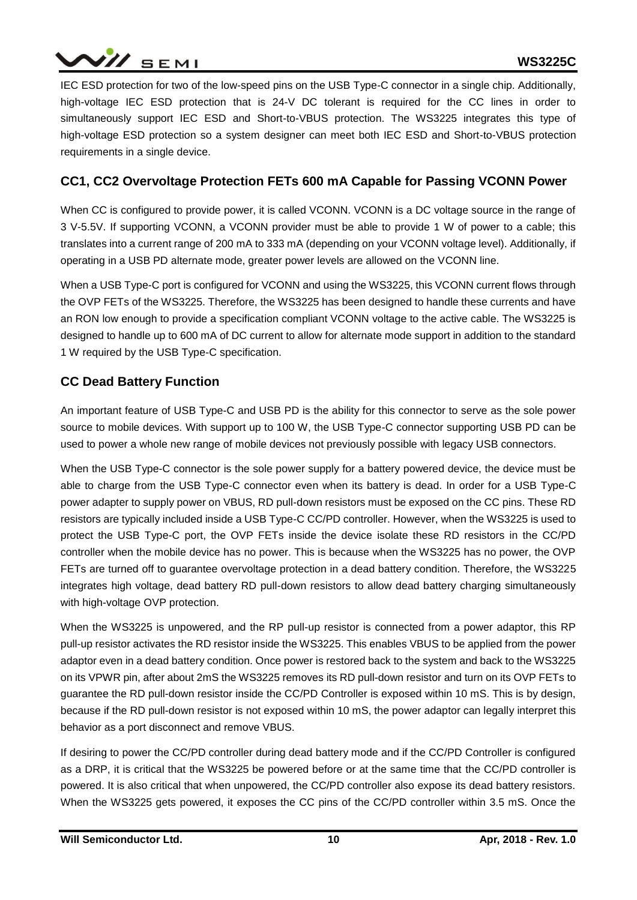IEC ESD protection for two of the low-speed pins on the USB Type-C connector in a single chip. Additionally, high-voltage IEC ESD protection that is 24-V DC tolerant is required for the CC lines in order to simultaneously support IEC ESD and Short-to-VBUS protection. The WS3225 integrates this type of high-voltage ESD protection so a system designer can meet both IEC ESD and Short-to-VBUS protection requirements in a single device.

## CC1, CC2 Overvoltage Protection FETs 600 mA Capable for Passing VCONN Power

When CC is configured to provide power, it is called VCONN. VCONN is a DC voltage source in the range of 3 V-5.5V. If supporting VCONN, a VCONN provider must be able to provide 1 W of power to a cable; this translates into a current range of 200 mA to 333 mA (depending on your VCONN voltage level). Additionally, if operating in a USB PD alternate mode, greater power levels are allowed on the VCONN line.

When a USB Type-C port is configured for VCONN and using the WS3225, this VCONN current flows through the OVP FETs of the WS3225. Therefore, the WS3225 has been designed to handle these currents and have an RON low enough to provide a specification compliant VCONN voltage to the active cable. The WS3225 is designed to handle up to 600 mA of DC current to allow for alternate mode support in addition to the standard 1 W required by the USB Type-C specification.

## CC Dead Battery Function

An important feature of USB Type-C and USB PD is the ability for this connector to serve as the sole power source to mobile devices. With support up to 100 W, the USB Type-C connector supporting USB PD can be used to power a whole new range of mobile devices not previously possible with legacy USB connectors.

When the USB Type-C connector is the sole power supply for a battery powered device, the device must be able to charge from the USB Type-C connector even when its battery is dead. In order for a USB Type-C power adapter to supply power on VBUS, RD pull-down resistors must be exposed on the CC pins. These RD resistors are typically included inside a USB Type-C CC/PD controller. However, when the WS3225 is used to protect the USB Type-C port, the OVP FETs inside the device isolate these RD resistors in the CC/PD controller when the mobile device has no power. This is because when the WS3225 has no power, the OVP FETs are turned off to guarantee overvoltage protection in a dead battery condition. Therefore, the WS3225 integrates high voltage, dead battery RD pull-down resistors to allow dead battery charging simultaneously with high-voltage OVP protection.

When the WS3225 is unpowered, and the RP pull-up resistor is connected from a power adaptor, this RP pull-up resistor activates the RD resistor inside the WS3225. This enables VBUS to be applied from the power adaptor even in a dead battery condition. Once power is restored back to the system and back to the WS3225 on its VPWR pin, after about 2mS the WS3225 removes its RD pull-down resistor and turn on its OVP FETs to guarantee the RD pull-down resistor inside the CC/PD Controller is exposed within 10 mS. This is by design, because if the RD pull-down resistor is not exposed within 10 mS, the power adaptor can legally interpret this behavior as a port disconnect and remove VBUS.

If desiring to power the CC/PD controller during dead battery mode and if the CC/PD Controller is configured as a DRP, it is critical that the WS3225 be powered before or at the same time that the CC/PD controller is powered. It is also critical that when unpowered, the CC/PD controller also expose its dead battery resistors. When the WS3225 gets powered, it exposes the CC pins of the CC/PD controller within 3.5 mS. Once the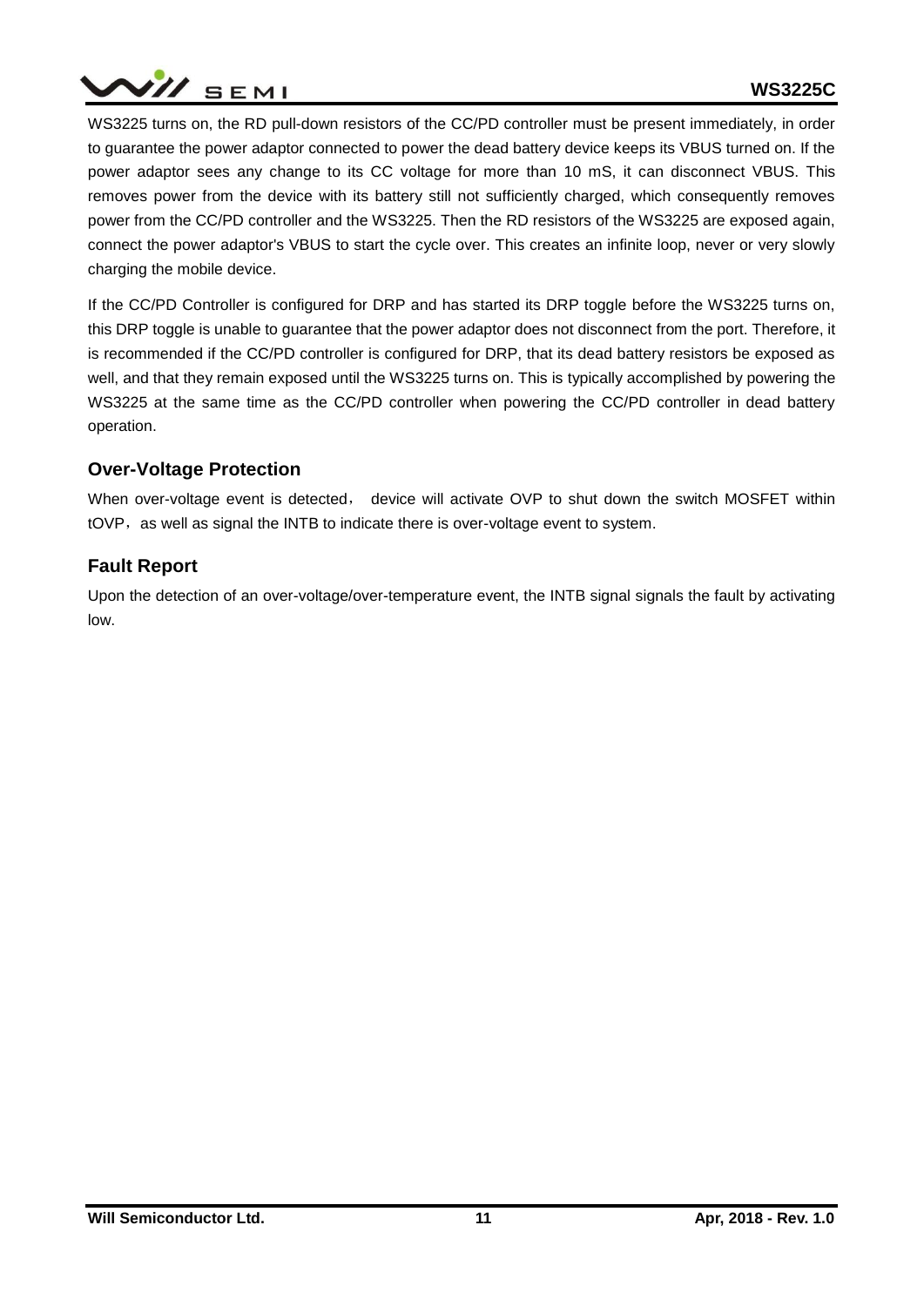WS3225 turns on, the RD pull-down resistors of the CC/PD controller must be present immediately, in order to guarantee the power adaptor connected to power the dead battery device keeps its VBUS turned on. If the power adaptor sees any change to its CC voltage for more than 10 mS, it can disconnect VBUS. This removes power from the device with its battery still not sufficiently charged, which consequently removes power from the CC/PD controller and the WS3225. Then the RD resistors of the WS3225 are exposed again, connect the power adaptor's VBUS to start the cycle over. This creates an infinite loop, never or very slowly charging the mobile device.

If the CC/PD Controller is configured for DRP and has started its DRP toggle before the WS3225 turns on, this DRP toggle is unable to guarantee that the power adaptor does not disconnect from the port. Therefore, it is recommended if the CC/PD controller is configured for DRP, that its dead battery resistors be exposed as well, and that they remain exposed until the WS3225 turns on. This is typically accomplished by powering the WS3225 at the same time as the CC/PD controller when powering the CC/PD controller in dead battery operation.

## Over-Voltage Protection

When over-voltage event is detected， device will activate OVP to shut down the switch MOSFET within tOVP，as well as signal the INTB to indicate there is over-voltage event to system.

## Fault Report

Upon the detection of an over-voltage/over-temperature event, the INTB signal signals the fault by activating low.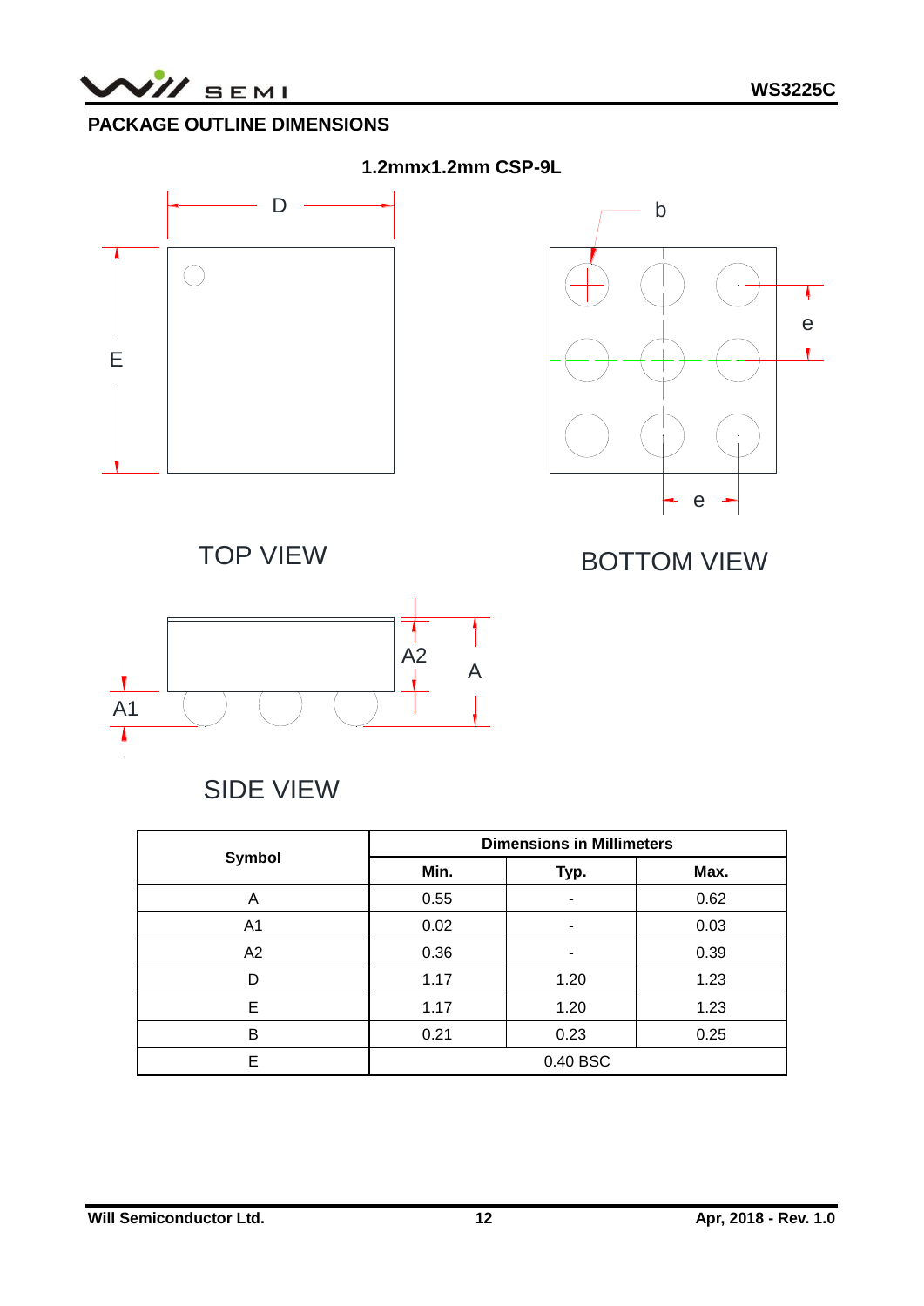## PACKAGE OUTLINE DIMENSIONS

**1.2mmx1.2mm CSP-9L**

TOP VIEW

BOTTOM VIEW

SIDE VIEW

| Symbol | Dimensions in Millimeters | | |
|---|---|---|---|
| | Min. | Typ. | Max. |
| A | 0.55 | - | 0.62 |
| A1 | 0.02 | - | 0.03 |
| A2 | 0.36 | - | 0.39 |
| D | 1.17 | 1.20 | 1.23 |
| E | 1.17 | 1.20 | 1.23 |
| B | 0.21 | 0.23 | 0.25 |
| E | 0.40 BSC | | |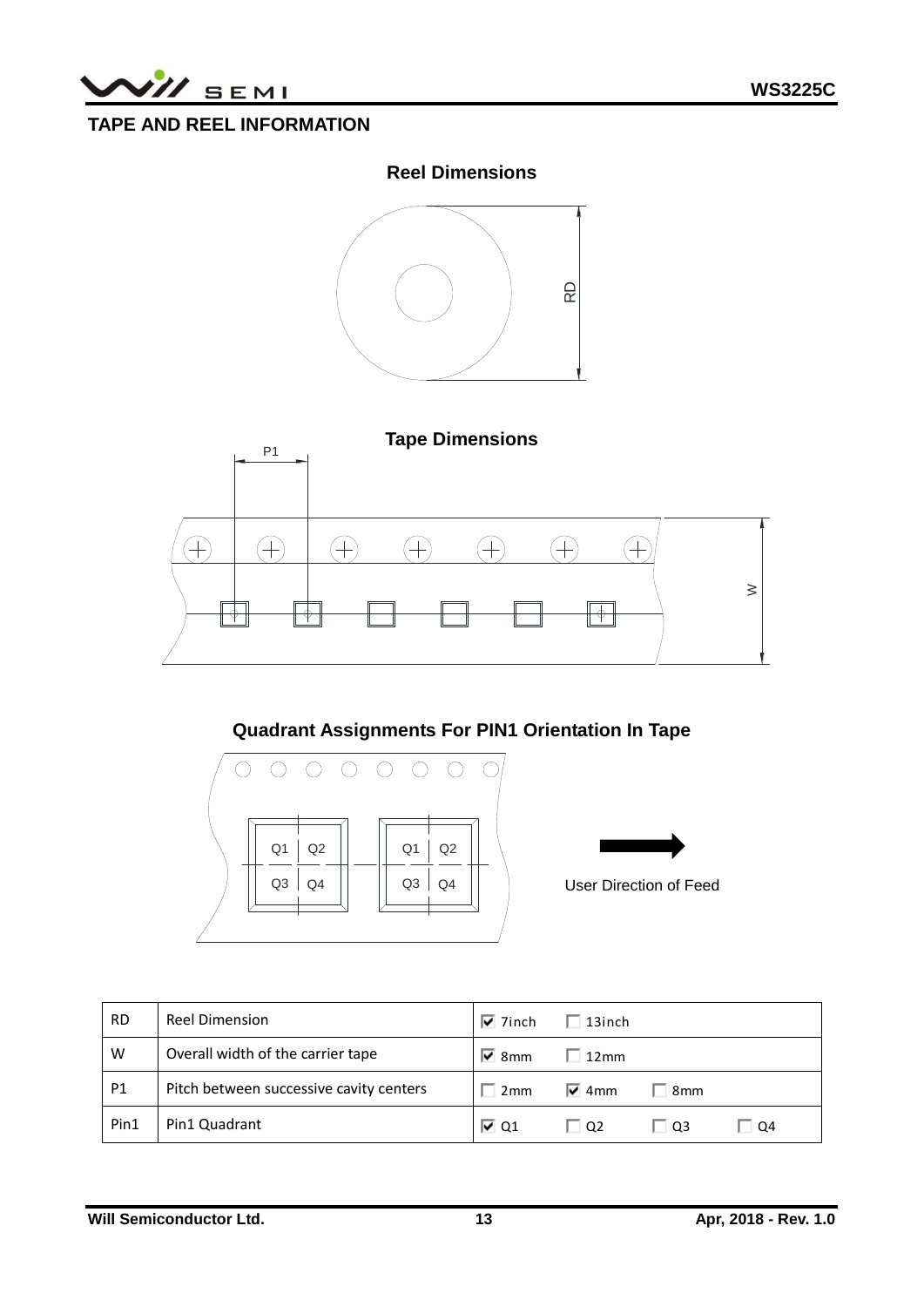## TAPE AND REEL INFORMATION

### Reel Dimensions

### Tape Dimensions

### Quadrant Assignments For PIN1 Orientation In Tape

User Direction of Feed

| RD | Reel Dimension | ☑ 7inch | ☐ 13inch | | |
|---|---|---|---|---|---|
| W | Overall width of the carrier tape | ☑ 8mm | ☐ 12mm | | |
| P1 | Pitch between successive cavity centers | ☐ 2mm | ☑ 4mm | ☐ 8mm | |
| Pin1 | Pin1 Quadrant | ☑ Q1 | ☐ Q2 | ☐ Q3 | ☐ Q4 |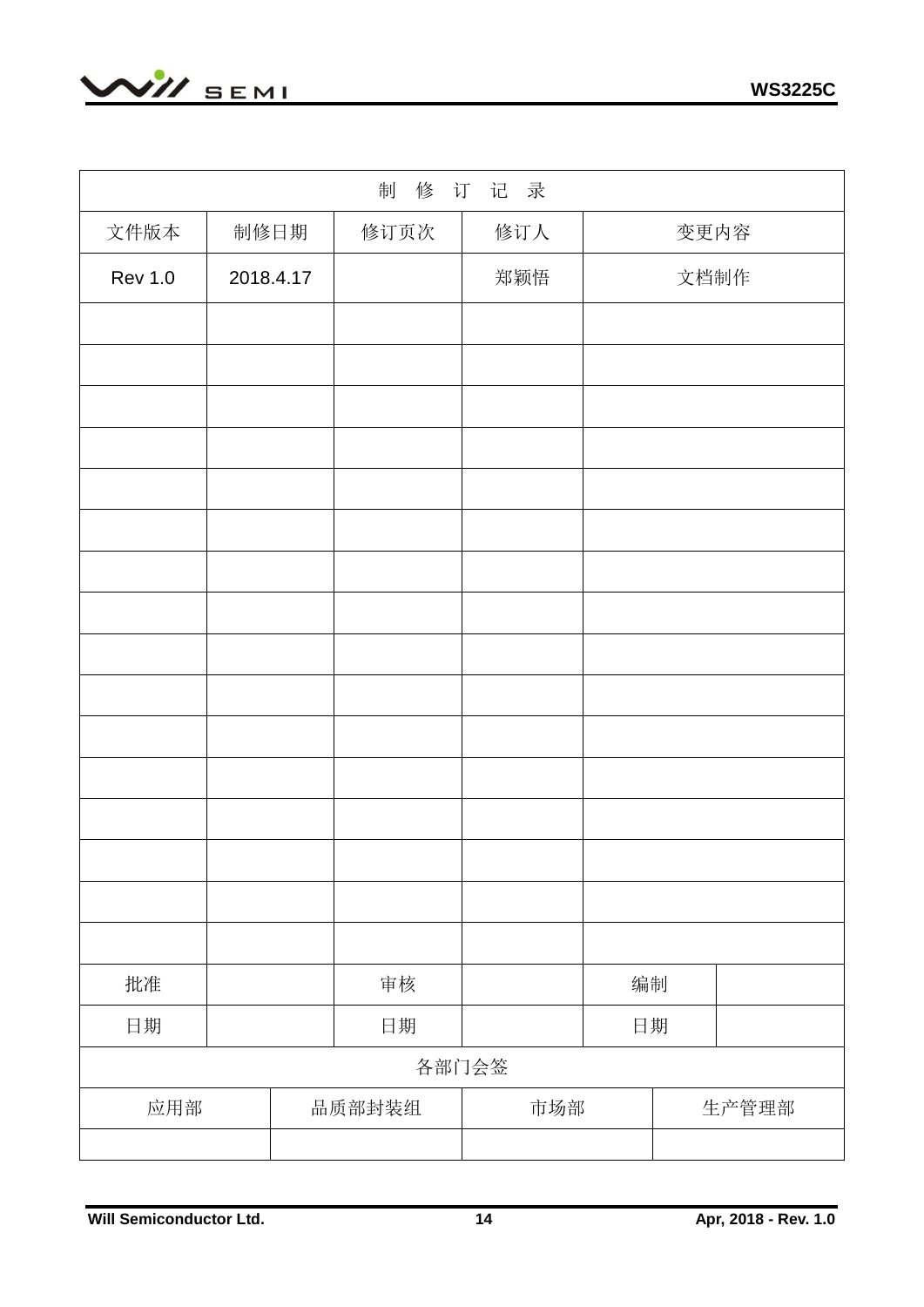| 制 修 订 记 录 | | | | | |
|---|---|---|---|---|---|
| 文件版本 | 制修日期 | 修订页次 | 修订人 | 变更内容 | |
| Rev 1.0 | 2018.4.17 | | 郑颖悟 | 文档制作 | |
| | | | | | |
| | | | | | |
| | | | | | |
| | | | | | |
| | | | | | |
| | | | | | |
| | | | | | |
| | | | | | |
| | | | | | |
| | | | | | |
| | | | | | |
| | | | | | |
| | | | | | |
| | | | | | |
| | | | | | |
| | | | | | |
| 批准 | | 审核 | | 编制 | |
| 日期 | | 日期 | | 日期 | |

| 各部门会签 | | | |
|---|---|---|---|
| 应用部 | 品质部封装组 | 市场部 | 生产管理部 |
| | | | |